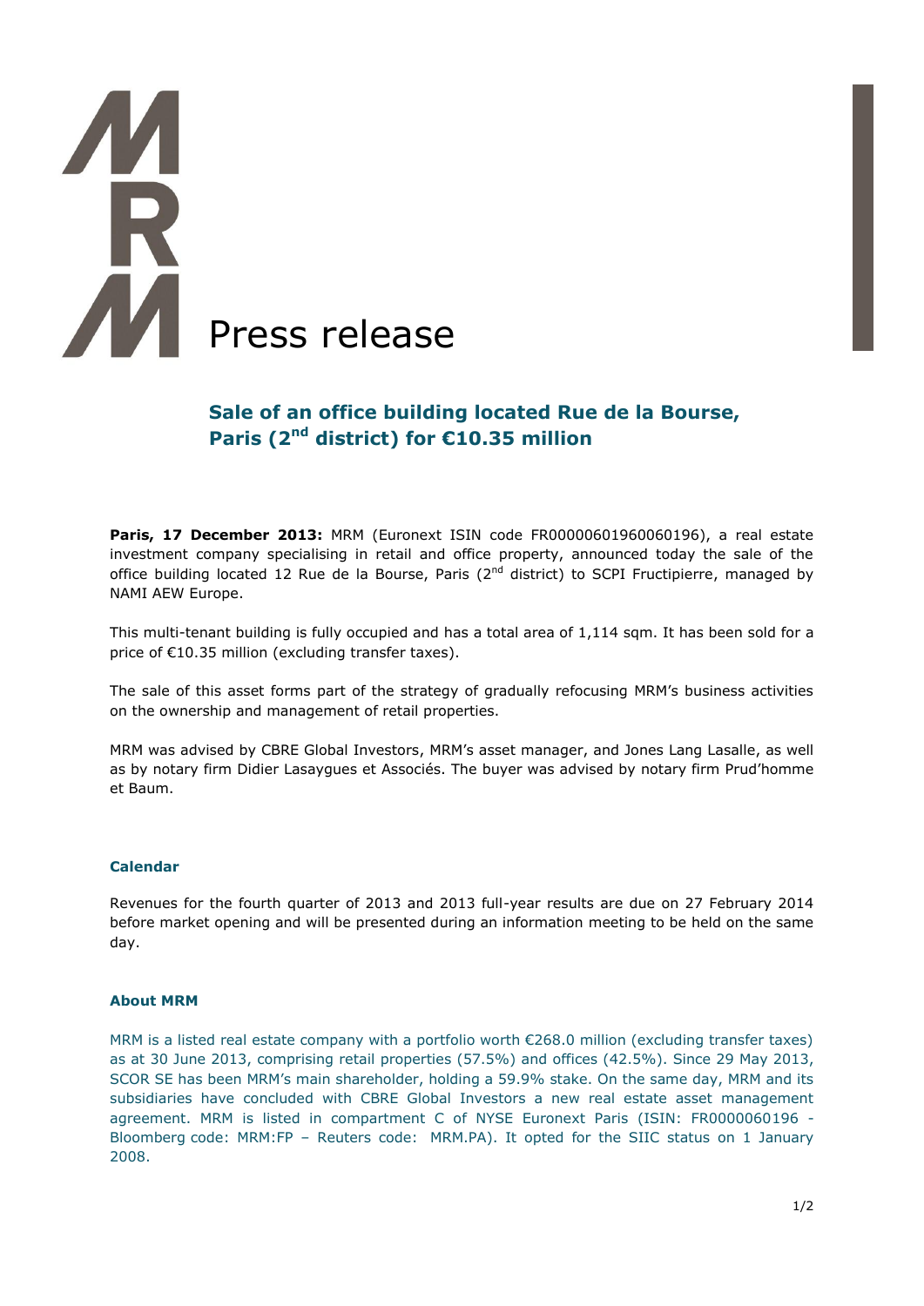# Press release

## Sale of an office building located Rue de la Bourse, Paris (2nd district) for €10.35 million

**Paris, 17 December 2013:** MRM (Euronext ISIN code FR00000601960060196), a real estate investment company specialising in retail and office property, announced today the sale of the office building located 12 Rue de la Bourse, Paris (2nd district) to SCPI Fructipierre, managed by NAMI AEW Europe.

This multi-tenant building is fully occupied and has a total area of 1,114 sqm. It has been sold for a price of €10.35 million (excluding transfer taxes).

The sale of this asset forms part of the strategy of gradually refocusing MRM's business activities on the ownership and management of retail properties.

MRM was advised by CBRE Global Investors, MRM's asset manager, and Jones Lang Lasalle, as well as by notary firm Didier Lasaygues et Associés. The buyer was advised by notary firm Prud'homme et Baum.

### Calendar

Revenues for the fourth quarter of 2013 and 2013 full-year results are due on 27 February 2014 before market opening and will be presented during an information meeting to be held on the same day.

### About MRM

MRM is a listed real estate company with a portfolio worth €268.0 million (excluding transfer taxes) as at 30 June 2013, comprising retail properties (57.5%) and offices (42.5%). Since 29 May 2013, SCOR SE has been MRM's main shareholder, holding a 59.9% stake. On the same day, MRM and its subsidiaries have concluded with CBRE Global Investors a new real estate asset management agreement. MRM is listed in compartment C of NYSE Euronext Paris (ISIN: FR0000060196 - Bloomberg code: MRM:FP – Reuters code: MRM.PA). It opted for the SIIC status on 1 January 2008.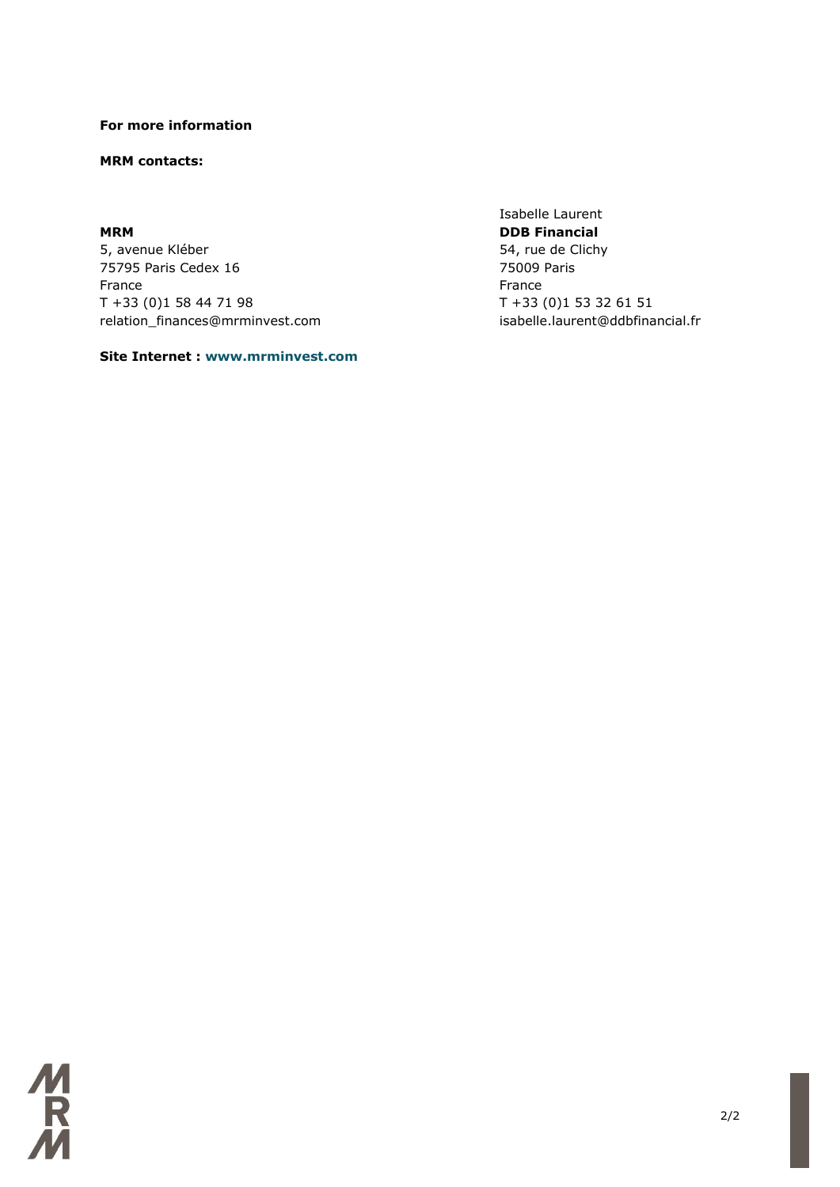**For more information**

**MRM contacts:**

**MRM**
5, avenue Kléber
75795 Paris Cedex 16
France
T +33 (0)1 58 44 71 98
relation_finances@mrminvest.com

Isabelle Laurent
**DDB Financial**
54, rue de Clichy
75009 Paris
France
T +33 (0)1 53 32 61 51
isabelle.laurent@ddbfinancial.fr

**Site Internet : www.mrminvest.com**